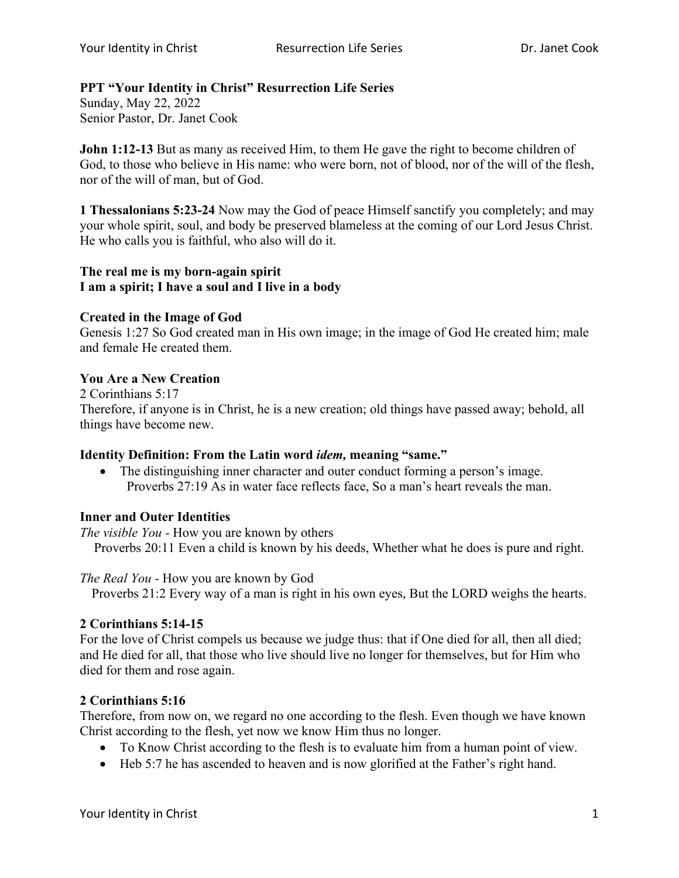**PPT "Your Identity in Christ" Resurrection Life Series**
Sunday, May 22, 2022
Senior Pastor, Dr. Janet Cook

**John 1:12-13** But as many as received Him, to them He gave the right to become children of God, to those who believe in His name: who were born, not of blood, nor of the will of the flesh, nor of the will of man, but of God.

**1 Thessalonians 5:23-24** Now may the God of peace Himself sanctify you completely; and may your whole spirit, soul, and body be preserved blameless at the coming of our Lord Jesus Christ. He who calls you is faithful, who also will do it.

**The real me is my born-again spirit**
**I am a spirit; I have a soul and I live in a body**

**Created in the Image of God**
Genesis 1:27 So God created man in His own image; in the image of God He created him; male and female He created them.

**You Are a New Creation**
2 Corinthians 5:17
Therefore, if anyone is in Christ, he is a new creation; old things have passed away; behold, all things have become new.

**Identity Definition: From the Latin word *idem*, meaning "same."**

- The distinguishing inner character and outer conduct forming a person's image.
  Proverbs 27:19 As in water face reflects face, So a man's heart reveals the man.

**Inner and Outer Identities**
*The visible You* - How you are known by others
Proverbs 20:11 Even a child is known by his deeds, Whether what he does is pure and right.

*The Real You* - How you are known by God
Proverbs 21:2 Every way of a man is right in his own eyes, But the LORD weighs the hearts.

**2 Corinthians 5:14-15**
For the love of Christ compels us because we judge thus: that if One died for all, then all died; and He died for all, that those who live should live no longer for themselves, but for Him who died for them and rose again.

**2 Corinthians 5:16**
Therefore, from now on, we regard no one according to the flesh. Even though we have known Christ according to the flesh, yet now we know Him thus no longer.

- To Know Christ according to the flesh is to evaluate him from a human point of view.
- Heb 5:7 he has ascended to heaven and is now glorified at the Father's right hand.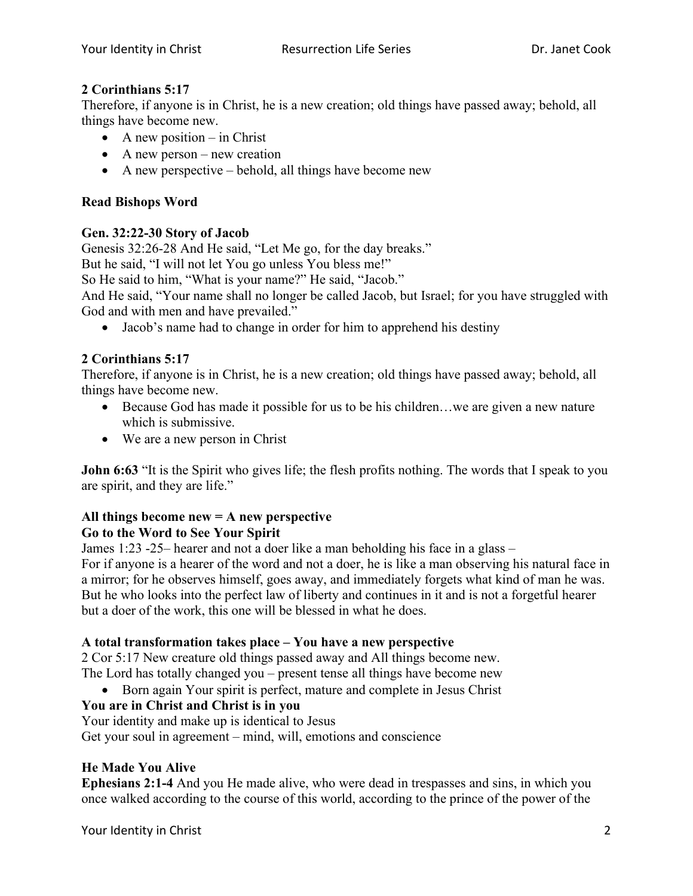**2 Corinthians 5:17**
Therefore, if anyone is in Christ, he is a new creation; old things have passed away; behold, all things have become new.

- A new position – in Christ
- A new person – new creation
- A new perspective – behold, all things have become new

**Read Bishops Word**

**Gen. 32:22-30 Story of Jacob**
Genesis 32:26-28 And He said, "Let Me go, for the day breaks."
But he said, "I will not let You go unless You bless me!"
So He said to him, "What is your name?" He said, "Jacob."
And He said, "Your name shall no longer be called Jacob, but Israel; for you have struggled with God and with men and have prevailed."

- Jacob's name had to change in order for him to apprehend his destiny

**2 Corinthians 5:17**
Therefore, if anyone is in Christ, he is a new creation; old things have passed away; behold, all things have become new.

- Because God has made it possible for us to be his children…we are given a new nature which is submissive.
- We are a new person in Christ

**John 6:63** "It is the Spirit who gives life; the flesh profits nothing. The words that I speak to you are spirit, and they are life."

**All things become new = A new perspective**
**Go to the Word to See Your Spirit**
James 1:23 -25– hearer and not a doer like a man beholding his face in a glass –
For if anyone is a hearer of the word and not a doer, he is like a man observing his natural face in a mirror; for he observes himself, goes away, and immediately forgets what kind of man he was. But he who looks into the perfect law of liberty and continues in it and is not a forgetful hearer but a doer of the work, this one will be blessed in what he does.

**A total transformation takes place – You have a new perspective**
2 Cor 5:17 New creature old things passed away and All things become new.
The Lord has totally changed you – present tense all things have become new

- Born again Your spirit is perfect, mature and complete in Jesus Christ

**You are in Christ and Christ is in you**
Your identity and make up is identical to Jesus
Get your soul in agreement – mind, will, emotions and conscience

**He Made You Alive**
**Ephesians 2:1-4** And you He made alive, who were dead in trespasses and sins, in which you once walked according to the course of this world, according to the prince of the power of the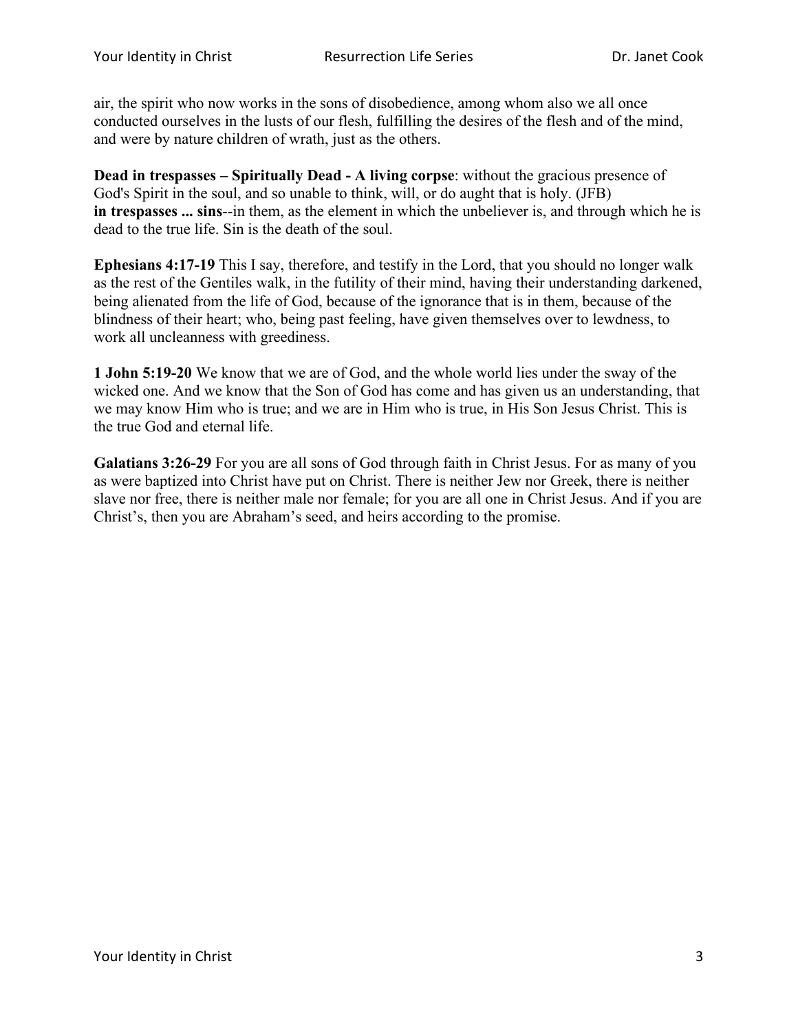air, the spirit who now works in the sons of disobedience, among whom also we all once conducted ourselves in the lusts of our flesh, fulfilling the desires of the flesh and of the mind, and were by nature children of wrath, just as the others.

**Dead in trespasses – Spiritually Dead - A living corpse**: without the gracious presence of God's Spirit in the soul, and so unable to think, will, or do aught that is holy. (JFB)
**in trespasses ... sins**--in them, as the element in which the unbeliever is, and through which he is dead to the true life. Sin is the death of the soul.

**Ephesians 4:17-19** This I say, therefore, and testify in the Lord, that you should no longer walk as the rest of the Gentiles walk, in the futility of their mind, having their understanding darkened, being alienated from the life of God, because of the ignorance that is in them, because of the blindness of their heart; who, being past feeling, have given themselves over to lewdness, to work all uncleanness with greediness.

**1 John 5:19-20** We know that we are of God, and the whole world lies under the sway of the wicked one. And we know that the Son of God has come and has given us an understanding, that we may know Him who is true; and we are in Him who is true, in His Son Jesus Christ. This is the true God and eternal life.

**Galatians 3:26-29** For you are all sons of God through faith in Christ Jesus. For as many of you as were baptized into Christ have put on Christ. There is neither Jew nor Greek, there is neither slave nor free, there is neither male nor female; for you are all one in Christ Jesus. And if you are Christ's, then you are Abraham's seed, and heirs according to the promise.